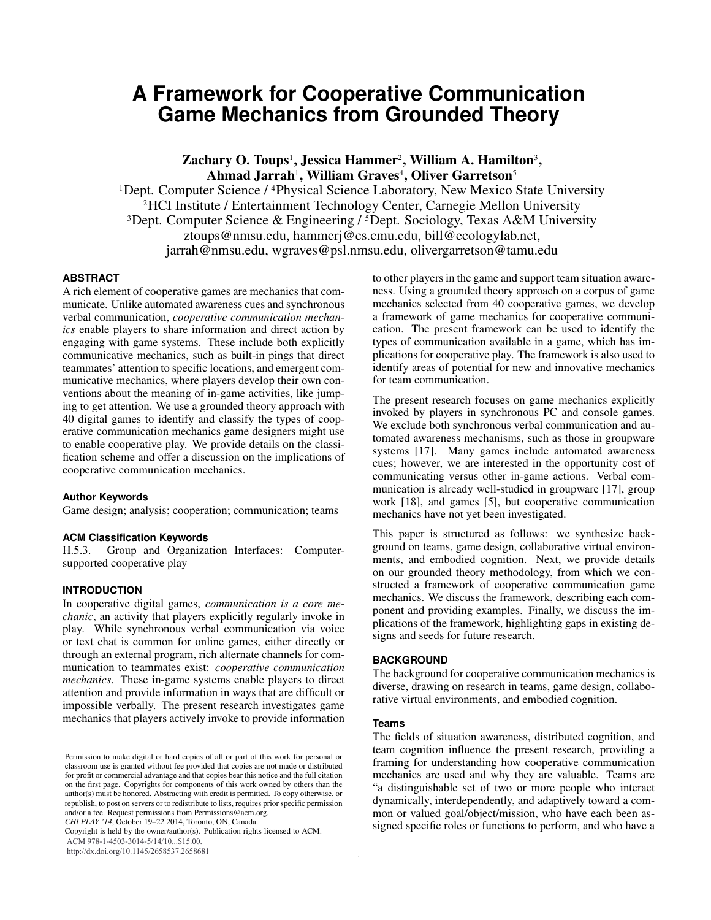# A Framework for Cooperative Communication Game Mechanics from Grounded Theory

**Zachary O. Toups**[1], **Jessica Hammer**[2], **William A. Hamilton**[3], **Ahmad Jarrah**[1], **William Graves**[4], **Oliver Garretson**[5]

[1]Dept. Computer Science / [4]Physical Science Laboratory, New Mexico State University
[2]HCI Institute / Entertainment Technology Center, Carnegie Mellon University
[3]Dept. Computer Science & Engineering / [5]Dept. Sociology, Texas A&M University
ztoups@nmsu.edu, hammerj@cs.cmu.edu, bill@ecologylab.net, jarrah@nmsu.edu, wgraves@psl.nmsu.edu, olivergarretson@tamu.edu

### ABSTRACT

A rich element of cooperative games are mechanics that communicate. Unlike automated awareness cues and synchronous verbal communication, *cooperative communication mechanics* enable players to share information and direct action by engaging with game systems. These include both explicitly communicative mechanics, such as built-in pings that direct teammates' attention to specific locations, and emergent communicative mechanics, where players develop their own conventions about the meaning of in-game activities, like jumping to get attention. We use a grounded theory approach with 40 digital games to identify and classify the types of cooperative communication mechanics game designers might use to enable cooperative play. We provide details on the classification scheme and offer a discussion on the implications of cooperative communication mechanics.

### Author Keywords

Game design; analysis; cooperation; communication; teams

### ACM Classification Keywords

H.5.3. Group and Organization Interfaces: Computer-supported cooperative play

### INTRODUCTION

In cooperative digital games, *communication is a core mechanic*, an activity that players explicitly regularly invoke in play. While synchronous verbal communication via voice or text chat is common for online games, either directly or through an external program, rich alternate channels for communication to teammates exist: *cooperative communication mechanics*. These in-game systems enable players to direct attention and provide information in ways that are difficult or impossible verbally. The present research investigates game mechanics that players actively invoke to provide information to other players in the game and support team situation awareness. Using a grounded theory approach on a corpus of game mechanics selected from 40 cooperative games, we develop a framework of game mechanics for cooperative communication. The present framework can be used to identify the types of communication available in a game, which has implications for cooperative play. The framework is also used to identify areas of potential for new and innovative mechanics for team communication.

The present research focuses on game mechanics explicitly invoked by players in synchronous PC and console games. We exclude both synchronous verbal communication and automated awareness mechanisms, such as those in groupware systems [17]. Many games include automated awareness cues; however, we are interested in the opportunity cost of communicating versus other in-game actions. Verbal communication is already well-studied in groupware [17], group work [18], and games [5], but cooperative communication mechanics have not yet been investigated.

This paper is structured as follows: we synthesize background on teams, game design, collaborative virtual environments, and embodied cognition. Next, we provide details on our grounded theory methodology, from which we constructed a framework of cooperative communication game mechanics. We discuss the framework, describing each component and providing examples. Finally, we discuss the implications of the framework, highlighting gaps in existing designs and seeds for future research.

### BACKGROUND

The background for cooperative communication mechanics is diverse, drawing on research in teams, game design, collaborative virtual environments, and embodied cognition.

#### Teams

The fields of situation awareness, distributed cognition, and team cognition influence the present research, providing a framing for understanding how cooperative communication mechanics are used and why they are valuable. Teams are "a distinguishable set of two or more people who interact dynamically, interdependently, and adaptively toward a common or valued goal/object/mission, who have each been assigned specific roles or functions to perform, and who have a

Permission to make digital or hard copies of all or part of this work for personal or classroom use is granted without fee provided that copies are not made or distributed for profit or commercial advantage and that copies bear this notice and the full citation on the first page. Copyrights for components of this work owned by others than the author(s) must be honored. Abstracting with credit is permitted. To copy otherwise, or republish, to post on servers or to redistribute to lists, requires prior specific permission and/or a fee. Request permissions from Permissions@acm.org.
*CHI PLAY '14*, October 19–22 2014, Toronto, ON, Canada.
Copyright is held by the owner/author(s). Publication rights licensed to ACM.
ACM 978-1-4503-3014-5/14/10...$15.00.
http://dx.doi.org/10.1145/2658537.2658681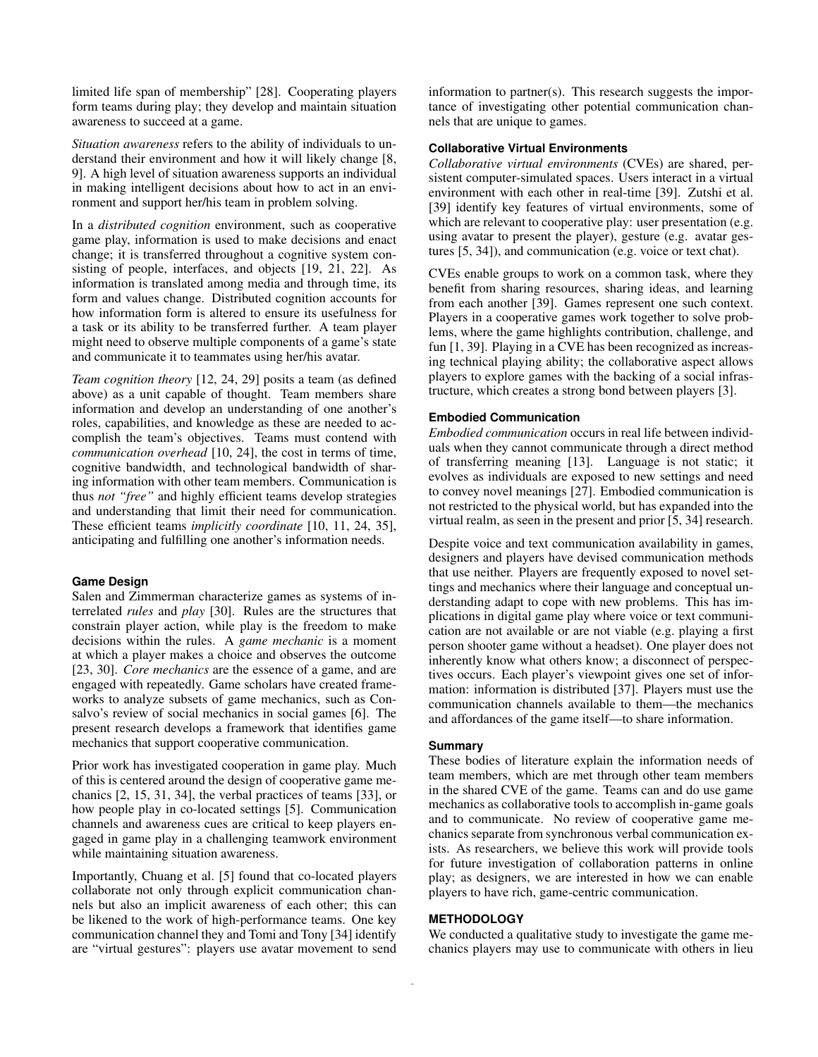limited life span of membership" [28]. Cooperating players form teams during play; they develop and maintain situation awareness to succeed at a game.

*Situation awareness* refers to the ability of individuals to understand their environment and how it will likely change [8, 9]. A high level of situation awareness supports an individual in making intelligent decisions about how to act in an environment and support her/his team in problem solving.

In a *distributed cognition* environment, such as cooperative game play, information is used to make decisions and enact change; it is transferred throughout a cognitive system consisting of people, interfaces, and objects [19, 21, 22]. As information is translated among media and through time, its form and values change. Distributed cognition accounts for how information form is altered to ensure its usefulness for a task or its ability to be transferred further. A team player might need to observe multiple components of a game's state and communicate it to teammates using her/his avatar.

*Team cognition theory* [12, 24, 29] posits a team (as defined above) as a unit capable of thought. Team members share information and develop an understanding of one another's roles, capabilities, and knowledge as these are needed to accomplish the team's objectives. Teams must contend with *communication overhead* [10, 24], the cost in terms of time, cognitive bandwidth, and technological bandwidth of sharing information with other team members. Communication is thus *not "free"* and highly efficient teams develop strategies and understanding that limit their need for communication. These efficient teams *implicitly coordinate* [10, 11, 24, 35], anticipating and fulfilling one another's information needs.

#### Game Design

Salen and Zimmerman characterize games as systems of interrelated *rules* and *play* [30]. Rules are the structures that constrain player action, while play is the freedom to make decisions within the rules. A *game mechanic* is a moment at which a player makes a choice and observes the outcome [23, 30]. *Core mechanics* are the essence of a game, and are engaged with repeatedly. Game scholars have created frameworks to analyze subsets of game mechanics, such as Consalvo's review of social mechanics in social games [6]. The present research develops a framework that identifies game mechanics that support cooperative communication.

Prior work has investigated cooperation in game play. Much of this is centered around the design of cooperative game mechanics [2, 15, 31, 34], the verbal practices of teams [33], or how people play in co-located settings [5]. Communication channels and awareness cues are critical to keep players engaged in game play in a challenging teamwork environment while maintaining situation awareness.

Importantly, Chuang et al. [5] found that co-located players collaborate not only through explicit communication channels but also an implicit awareness of each other; this can be likened to the work of high-performance teams. One key communication channel they and Tomi and Tony [34] identify are "virtual gestures": players use avatar movement to send information to partner(s). This research suggests the importance of investigating other potential communication channels that are unique to games.

#### Collaborative Virtual Environments

*Collaborative virtual environments* (CVEs) are shared, persistent computer-simulated spaces. Users interact in a virtual environment with each other in real-time [39]. Zutshi et al. [39] identify key features of virtual environments, some of which are relevant to cooperative play: user presentation (e.g. using avatar to present the player), gesture (e.g. avatar gestures [5, 34]), and communication (e.g. voice or text chat).

CVEs enable groups to work on a common task, where they benefit from sharing resources, sharing ideas, and learning from each another [39]. Games represent one such context. Players in a cooperative games work together to solve problems, where the game highlights contribution, challenge, and fun [1, 39]. Playing in a CVE has been recognized as increasing technical playing ability; the collaborative aspect allows players to explore games with the backing of a social infrastructure, which creates a strong bond between players [3].

#### Embodied Communication

*Embodied communication* occurs in real life between individuals when they cannot communicate through a direct method of transferring meaning [13]. Language is not static; it evolves as individuals are exposed to new settings and need to convey novel meanings [27]. Embodied communication is not restricted to the physical world, but has expanded into the virtual realm, as seen in the present and prior [5, 34] research.

Despite voice and text communication availability in games, designers and players have devised communication methods that use neither. Players are frequently exposed to novel settings and mechanics where their language and conceptual understanding adapt to cope with new problems. This has implications in digital game play where voice or text communication are not available or are not viable (e.g. playing a first person shooter game without a headset). One player does not inherently know what others know; a disconnect of perspectives occurs. Each player's viewpoint gives one set of information: information is distributed [37]. Players must use the communication channels available to them—the mechanics and affordances of the game itself—to share information.

#### Summary

These bodies of literature explain the information needs of team members, which are met through other team members in the shared CVE of the game. Teams can and do use game mechanics as collaborative tools to accomplish in-game goals and to communicate. No review of cooperative game mechanics separate from synchronous verbal communication exists. As researchers, we believe this work will provide tools for future investigation of collaboration patterns in online play; as designers, we are interested in how we can enable players to have rich, game-centric communication.

### METHODOLOGY

We conducted a qualitative study to investigate the game mechanics players may use to communicate with others in lieu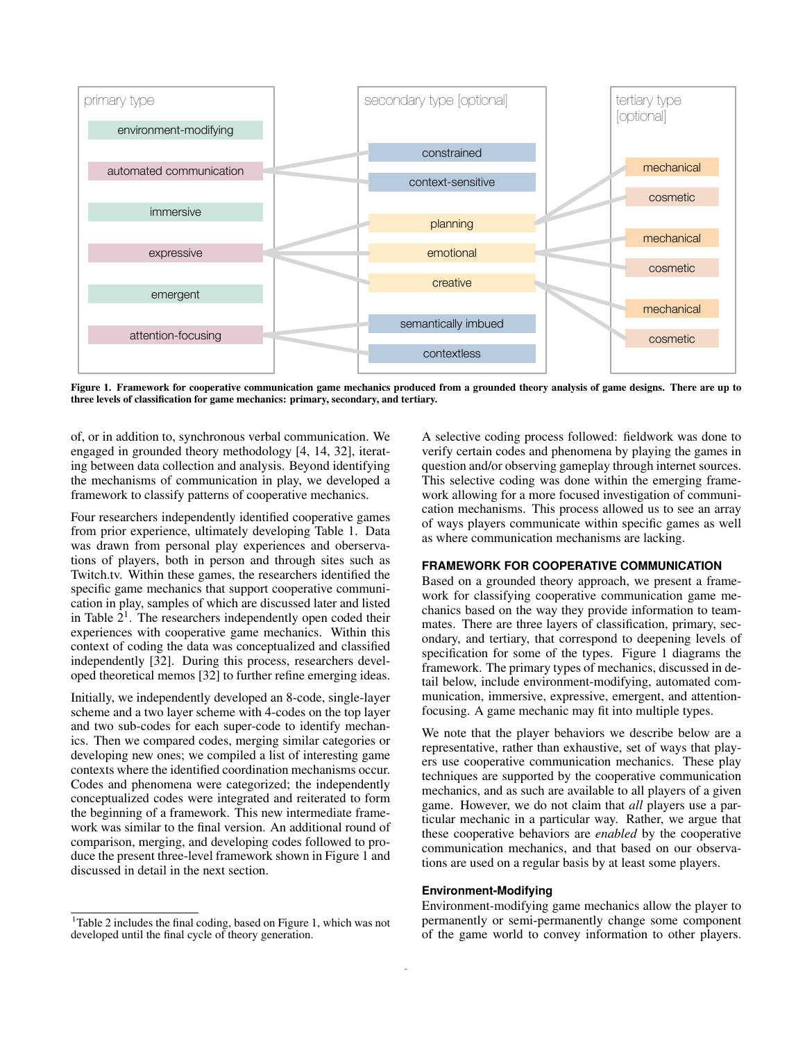Figure 1. Framework for cooperative communication game mechanics produced from a grounded theory analysis of game designs. There are up to three levels of classification for game mechanics: primary, secondary, and tertiary.

of, or in addition to, synchronous verbal communication. We engaged in grounded theory methodology [4, 14, 32], iterating between data collection and analysis. Beyond identifying the mechanisms of communication in play, we developed a framework to classify patterns of cooperative mechanics.

Four researchers independently identified cooperative games from prior experience, ultimately developing Table 1. Data was drawn from personal play experiences and oberservations of players, both in person and through sites such as Twitch.tv. Within these games, the researchers identified the specific game mechanics that support cooperative communication in play, samples of which are discussed later and listed in Table 2[1]. The researchers independently open coded their experiences with cooperative game mechanics. Within this context of coding the data was conceptualized and classified independently [32]. During this process, researchers developed theoretical memos [32] to further refine emerging ideas.

Initially, we independently developed an 8-code, single-layer scheme and a two layer scheme with 4-codes on the top layer and two sub-codes for each super-code to identify mechanics. Then we compared codes, merging similar categories or developing new ones; we compiled a list of interesting game contexts where the identified coordination mechanisms occur. Codes and phenomena were categorized; the independently conceptualized codes were integrated and reiterated to form the beginning of a framework. This new intermediate framework was similar to the final version. An additional round of comparison, merging, and developing codes followed to produce the present three-level framework shown in Figure 1 and discussed in detail in the next section.

[1]Table 2 includes the final coding, based on Figure 1, which was not developed until the final cycle of theory generation.

A selective coding process followed: fieldwork was done to verify certain codes and phenomena by playing the games in question and/or observing gameplay through internet sources. This selective coding was done within the emerging framework allowing for a more focused investigation of communication mechanisms. This process allowed us to see an array of ways players communicate within specific games as well as where communication mechanisms are lacking.

## FRAMEWORK FOR COOPERATIVE COMMUNICATION

Based on a grounded theory approach, we present a framework for classifying cooperative communication game mechanics based on the way they provide information to teammates. There are three layers of classification, primary, secondary, and tertiary, that correspond to deepening levels of specification for some of the types. Figure 1 diagrams the framework. The primary types of mechanics, discussed in detail below, include environment-modifying, automated communication, immersive, expressive, emergent, and attention-focusing. A game mechanic may fit into multiple types.

We note that the player behaviors we describe below are a representative, rather than exhaustive, set of ways that players use cooperative communication mechanics. These play techniques are supported by the cooperative communication mechanics, and as such are available to all players of a given game. However, we do not claim that *all* players use a particular mechanic in a particular way. Rather, we argue that these cooperative behaviors are *enabled* by the cooperative communication mechanics, and that based on our observations are used on a regular basis by at least some players.

### Environment-Modifying

Environment-modifying game mechanics allow the player to permanently or semi-permanently change some component of the game world to convey information to other players.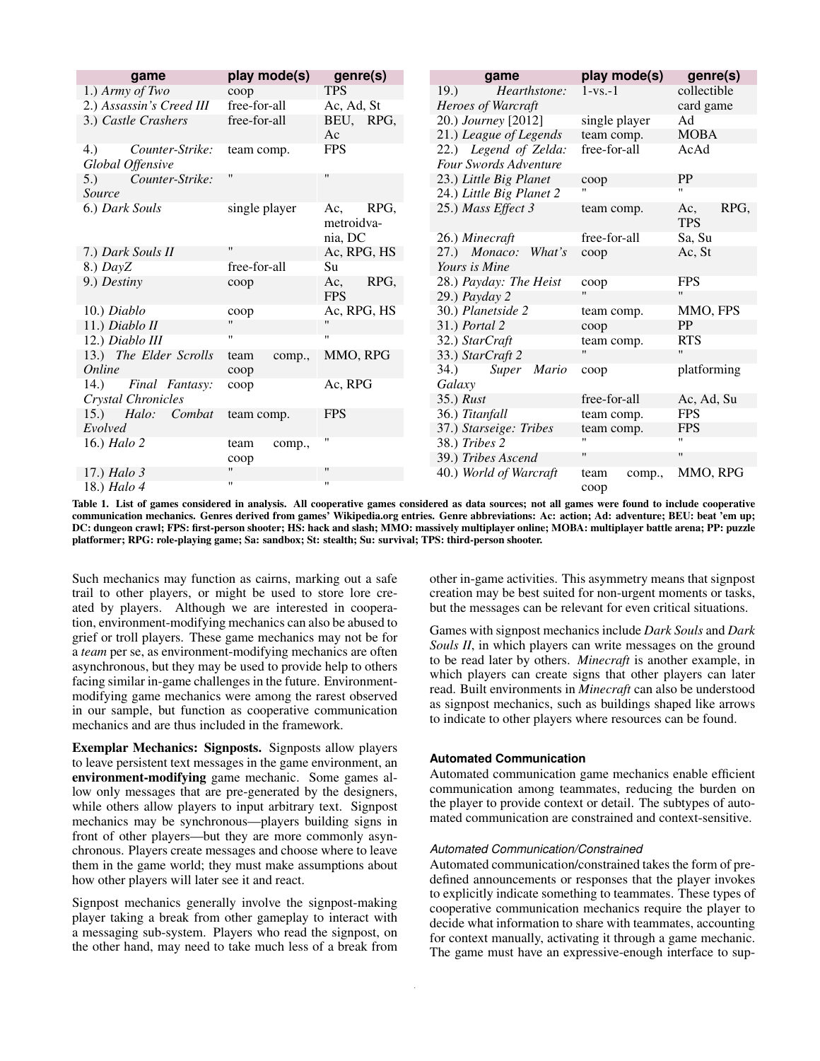| game | play mode(s) | genre(s) |
|---|---|---|
| 1.) *Army of Two* | coop | TPS |
| 2.) *Assassin's Creed III* | free-for-all | Ac, Ad, St |
| 3.) *Castle Crashers* | free-for-all | BEU, RPG, Ac |
| 4.) *Counter-Strike: Global Offensive* | team comp. | FPS |
| 5.) *Counter-Strike: Source* | " | " |
| 6.) *Dark Souls* | single player | Ac, RPG, metroidvania, DC |
| 7.) *Dark Souls II* | " | Ac, RPG, HS |
| 8.) *DayZ* | free-for-all | Su |
| 9.) *Destiny* | coop | Ac, RPG, FPS |
| 10.) *Diablo* | coop | Ac, RPG, HS |
| 11.) *Diablo II* | " | " |
| 12.) *Diablo III* | " | " |
| 13.) *The Elder Scrolls Online* | team comp., coop | MMO, RPG |
| 14.) *Final Fantasy: Crystal Chronicles* | coop | Ac, RPG |
| 15.) *Halo: Combat Evolved* | team comp. | FPS |
| 16.) *Halo 2* | team comp., coop | " |
| 17.) *Halo 3* | " | " |
| 18.) *Halo 4* | " | " |
| 19.) *Hearthstone: Heroes of Warcraft* | 1-vs.-1 | collectible card game |
| 20.) *Journey* [2012] | single player | Ad |
| 21.) *League of Legends* | team comp. | MOBA |
| 22.) *Legend of Zelda: Four Swords Adventure* | free-for-all | AcAd |
| 23.) *Little Big Planet* | coop | PP |
| 24.) *Little Big Planet 2* | " | " |
| 25.) *Mass Effect 3* | team comp. | Ac, RPG, TPS |
| 26.) *Minecraft* | free-for-all | Sa, Su |
| 27.) *Monaco: What's Yours is Mine* | coop | Ac, St |
| 28.) *Payday: The Heist* | coop | FPS |
| 29.) *Payday 2* | " | " |
| 30.) *Planetside 2* | team comp. | MMO, FPS |
| 31.) *Portal 2* | coop | PP |
| 32.) *StarCraft* | team comp. | RTS |
| 33.) *StarCraft 2* | " | " |
| 34.) *Super Mario Galaxy* | coop | platforming |
| 35.) *Rust* | free-for-all | Ac, Ad, Su |
| 36.) *Titanfall* | team comp. | FPS |
| 37.) *Starseige: Tribes* | team comp. | FPS |
| 38.) *Tribes 2* | " | " |
| 39.) *Tribes Ascend* | " | " |
| 40.) *World of Warcraft* | team comp., coop | MMO, RPG |

**Table 1. List of games considered in analysis. All cooperative games considered as data sources; not all games were found to include cooperative communication mechanics. Genres derived from games' Wikipedia.org entries. Genre abbreviations: Ac: action; Ad: adventure; BEU: beat 'em up; DC: dungeon crawl; FPS: first-person shooter; HS: hack and slash; MMO: massively multiplayer online; MOBA: multiplayer battle arena; PP: puzzle platformer; RPG: role-playing game; Sa: sandbox; St: stealth; Su: survival; TPS: third-person shooter.**

Such mechanics may function as cairns, marking out a safe trail to other players, or might be used to store lore created by players. Although we are interested in cooperation, environment-modifying mechanics can also be abused to grief or troll players. These game mechanics may not be for a *team* per se, as environment-modifying mechanics are often asynchronous, but they may be used to provide help to others facing similar in-game challenges in the future. Environment-modifying game mechanics were among the rarest observed in our sample, but function as cooperative communication mechanics and are thus included in the framework.

**Exemplar Mechanics: Signposts.** Signposts allow players to leave persistent text messages in the game environment, an **environment-modifying** game mechanic. Some games allow only messages that are pre-generated by the designers, while others allow players to input arbitrary text. Signpost mechanics may be synchronous—players building signs in front of other players—but they are more commonly asynchronous. Players create messages and choose where to leave them in the game world; they must make assumptions about how other players will later see it and react.

Signpost mechanics generally involve the signpost-making player taking a break from other gameplay to interact with a messaging sub-system. Players who read the signpost, on the other hand, may need to take much less of a break from other in-game activities. This asymmetry means that signpost creation may be best suited for non-urgent moments or tasks, but the messages can be relevant for even critical situations.

Games with signpost mechanics include *Dark Souls* and *Dark Souls II*, in which players can write messages on the ground to be read later by others. *Minecraft* is another example, in which players can create signs that other players can later read. Built environments in *Minecraft* can also be understood as signpost mechanics, such as buildings shaped like arrows to indicate to other players where resources can be found.

### Automated Communication

Automated communication game mechanics enable efficient communication among teammates, reducing the burden on the player to provide context or detail. The subtypes of automated communication are constrained and context-sensitive.

#### *Automated Communication/Constrained*

Automated communication/constrained takes the form of predefined announcements or responses that the player invokes to explicitly indicate something to teammates. These types of cooperative communication mechanics require the player to decide what information to share with teammates, accounting for context manually, activating it through a game mechanic. The game must have an expressive-enough interface to sup-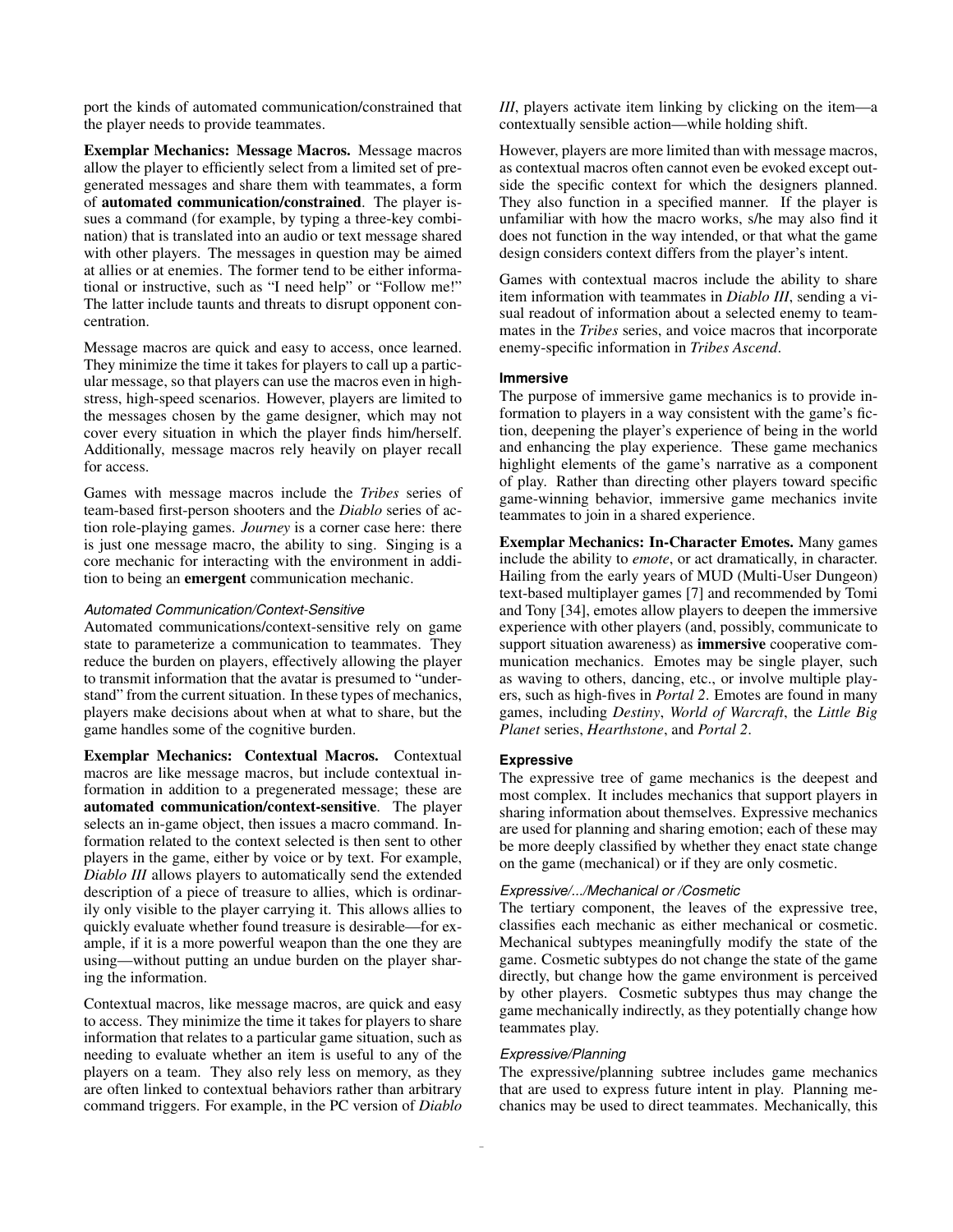port the kinds of automated communication/constrained that the player needs to provide teammates.

**Exemplar Mechanics: Message Macros.** Message macros allow the player to efficiently select from a limited set of pregenerated messages and share them with teammates, a form of **automated communication/constrained**. The player issues a command (for example, by typing a three-key combination) that is translated into an audio or text message shared with other players. The messages in question may be aimed at allies or at enemies. The former tend to be either informational or instructive, such as "I need help" or "Follow me!" The latter include taunts and threats to disrupt opponent concentration.

Message macros are quick and easy to access, once learned. They minimize the time it takes for players to call up a particular message, so that players can use the macros even in high-stress, high-speed scenarios. However, players are limited to the messages chosen by the game designer, which may not cover every situation in which the player finds him/herself. Additionally, message macros rely heavily on player recall for access.

Games with message macros include the *Tribes* series of team-based first-person shooters and the *Diablo* series of action role-playing games. *Journey* is a corner case here: there is just one message macro, the ability to sing. Singing is a core mechanic for interacting with the environment in addition to being an **emergent** communication mechanic.

#### *Automated Communication/Context-Sensitive*

Automated communications/context-sensitive rely on game state to parameterize a communication to teammates. They reduce the burden on players, effectively allowing the player to transmit information that the avatar is presumed to "understand" from the current situation. In these types of mechanics, players make decisions about when at what to share, but the game handles some of the cognitive burden.

**Exemplar Mechanics: Contextual Macros.** Contextual macros are like message macros, but include contextual information in addition to a pregenerated message; these are **automated communication/context-sensitive**. The player selects an in-game object, then issues a macro command. Information related to the context selected is then sent to other players in the game, either by voice or by text. For example, *Diablo III* allows players to automatically send the extended description of a piece of treasure to allies, which is ordinarily only visible to the player carrying it. This allows allies to quickly evaluate whether found treasure is desirable—for example, if it is a more powerful weapon than the one they are using—without putting an undue burden on the player sharing the information.

Contextual macros, like message macros, are quick and easy to access. They minimize the time it takes for players to share information that relates to a particular game situation, such as needing to evaluate whether an item is useful to any of the players on a team. They also rely less on memory, as they are often linked to contextual behaviors rather than arbitrary command triggers. For example, in the PC version of *Diablo III*, players activate item linking by clicking on the item—a contextually sensible action—while holding shift.

However, players are more limited than with message macros, as contextual macros often cannot even be evoked except outside the specific context for which the designers planned. They also function in a specified manner. If the player is unfamiliar with how the macro works, s/he may also find it does not function in the way intended, or that what the game design considers context differs from the player's intent.

Games with contextual macros include the ability to share item information with teammates in *Diablo III*, sending a visual readout of information about a selected enemy to teammates in the *Tribes* series, and voice macros that incorporate enemy-specific information in *Tribes Ascend*.

### Immersive

The purpose of immersive game mechanics is to provide information to players in a way consistent with the game's fiction, deepening the player's experience of being in the world and enhancing the play experience. These game mechanics highlight elements of the game's narrative as a component of play. Rather than directing other players toward specific game-winning behavior, immersive game mechanics invite teammates to join in a shared experience.

**Exemplar Mechanics: In-Character Emotes.** Many games include the ability to *emote*, or act dramatically, in character. Hailing from the early years of MUD (Multi-User Dungeon) text-based multiplayer games [7] and recommended by Tomi and Tony [34], emotes allow players to deepen the immersive experience with other players (and, possibly, communicate to support situation awareness) as **immersive** cooperative communication mechanics. Emotes may be single player, such as waving to others, dancing, etc., or involve multiple players, such as high-fives in *Portal 2*. Emotes are found in many games, including *Destiny*, *World of Warcraft*, the *Little Big Planet* series, *Hearthstone*, and *Portal 2*.

### Expressive

The expressive tree of game mechanics is the deepest and most complex. It includes mechanics that support players in sharing information about themselves. Expressive mechanics are used for planning and sharing emotion; each of these may be more deeply classified by whether they enact state change on the game (mechanical) or if they are only cosmetic.

#### *Expressive/.../Mechanical or /Cosmetic*

The tertiary component, the leaves of the expressive tree, classifies each mechanic as either mechanical or cosmetic. Mechanical subtypes meaningfully modify the state of the game. Cosmetic subtypes do not change the state of the game directly, but change how the game environment is perceived by other players. Cosmetic subtypes thus may change the game mechanically indirectly, as they potentially change how teammates play.

#### *Expressive/Planning*

The expressive/planning subtree includes game mechanics that are used to express future intent in play. Planning mechanics may be used to direct teammates. Mechanically, this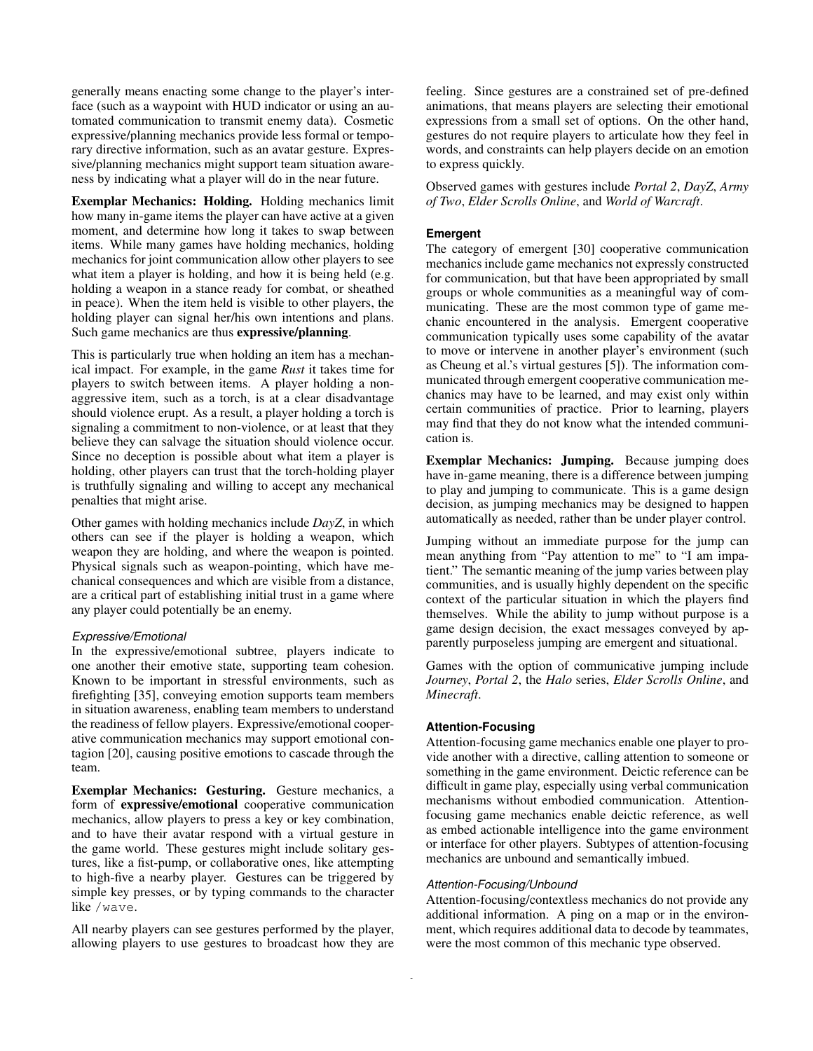generally means enacting some change to the player's interface (such as a waypoint with HUD indicator or using an automated communication to transmit enemy data). Cosmetic expressive/planning mechanics provide less formal or temporary directive information, such as an avatar gesture. Expressive/planning mechanics might support team situation awareness by indicating what a player will do in the near future.

**Exemplar Mechanics: Holding.** Holding mechanics limit how many in-game items the player can have active at a given moment, and determine how long it takes to swap between items. While many games have holding mechanics, holding mechanics for joint communication allow other players to see what item a player is holding, and how it is being held (e.g. holding a weapon in a stance ready for combat, or sheathed in peace). When the item held is visible to other players, the holding player can signal her/his own intentions and plans. Such game mechanics are thus **expressive/planning**.

This is particularly true when holding an item has a mechanical impact. For example, in the game ***Rust*** it takes time for players to switch between items. A player holding a non-aggressive item, such as a torch, is at a clear disadvantage should violence erupt. As a result, a player holding a torch is signaling a commitment to non-violence, or at least that they believe they can salvage the situation should violence occur. Since no deception is possible about what item a player is holding, other players can trust that the torch-holding player is truthfully signaling and willing to accept any mechanical penalties that might arise.

Other games with holding mechanics include *DayZ*, in which others can see if the player is holding a weapon, which weapon they are holding, and where the weapon is pointed. Physical signals such as weapon-pointing, which have mechanical consequences and which are visible from a distance, are a critical part of establishing initial trust in a game where any player could potentially be an enemy.

#### *Expressive/Emotional*

In the expressive/emotional subtree, players indicate to one another their emotive state, supporting team cohesion. Known to be important in stressful environments, such as firefighting [35], conveying emotion supports team members in situation awareness, enabling team members to understand the readiness of fellow players. Expressive/emotional cooperative communication mechanics may support emotional contagion [20], causing positive emotions to cascade through the team.

**Exemplar Mechanics: Gesturing.** Gesture mechanics, a form of **expressive/emotional** cooperative communication mechanics, allow players to press a key or key combination, and to have their avatar respond with a virtual gesture in the game world. These gestures might include solitary gestures, like a fist-pump, or collaborative ones, like attempting to high-five a nearby player. Gestures can be triggered by simple key presses, or by typing commands to the character like `/wave`.

All nearby players can see gestures performed by the player, allowing players to use gestures to broadcast how they are feeling. Since gestures are a constrained set of pre-defined animations, that means players are selecting their emotional expressions from a small set of options. On the other hand, gestures do not require players to articulate how they feel in words, and constraints can help players decide on an emotion to express quickly.

Observed games with gestures include *Portal 2*, *DayZ*, *Army of Two*, *Elder Scrolls Online*, and *World of Warcraft*.

### Emergent

The category of emergent [30] cooperative communication mechanics include game mechanics not expressly constructed for communication, but that have been appropriated by small groups or whole communities as a meaningful way of communicating. These are the most common type of game mechanic encountered in the analysis. Emergent cooperative communication typically uses some capability of the avatar to move or intervene in another player's environment (such as Cheung et al.'s virtual gestures [5]). The information communicated through emergent cooperative communication mechanics may have to be learned, and may exist only within certain communities of practice. Prior to learning, players may find that they do not know what the intended communication is.

**Exemplar Mechanics: Jumping.** Because jumping does have in-game meaning, there is a difference between jumping to play and jumping to communicate. This is a game design decision, as jumping mechanics may be designed to happen automatically as needed, rather than be under player control.

Jumping without an immediate purpose for the jump can mean anything from "Pay attention to me" to "I am impatient." The semantic meaning of the jump varies between play communities, and is usually highly dependent on the specific context of the particular situation in which the players find themselves. While the ability to jump without purpose is a game design decision, the exact messages conveyed by apparently purposeless jumping are emergent and situational.

Games with the option of communicative jumping include *Journey*, *Portal 2*, the *Halo* series, *Elder Scrolls Online*, and *Minecraft*.

### Attention-Focusing

Attention-focusing game mechanics enable one player to provide another with a directive, calling attention to someone or something in the game environment. Deictic reference can be difficult in game play, especially using verbal communication mechanisms without embodied communication. Attention-focusing game mechanics enable deictic reference, as well as embed actionable intelligence into the game environment or interface for other players. Subtypes of attention-focusing mechanics are unbound and semantically imbued.

#### *Attention-Focusing/Unbound*

Attention-focusing/contextless mechanics do not provide any additional information. A ping on a map or in the environment, which requires additional data to decode by teammates, were the most common of this mechanic type observed.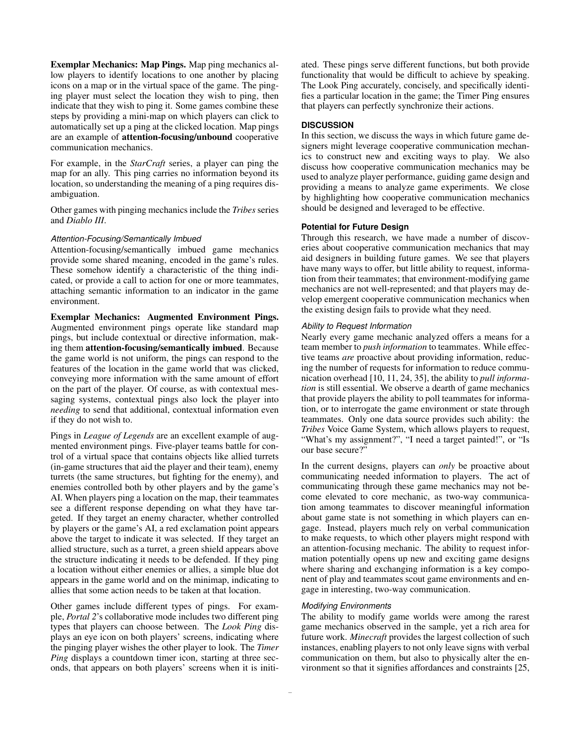**Exemplar Mechanics: Map Pings.** Map ping mechanics allow players to identify locations to one another by placing icons on a map or in the virtual space of the game. The pinging player must select the location they wish to ping, then indicate that they wish to ping it. Some games combine these steps by providing a mini-map on which players can click to automatically set up a ping at the clicked location. Map pings are an example of **attention-focusing/unbound** cooperative communication mechanics.

For example, in the *StarCraft* series, a player can ping the map for an ally. This ping carries no information beyond its location, so understanding the meaning of a ping requires disambiguation.

Other games with pinging mechanics include the *Tribes* series and *Diablo III*.

#### *Attention-Focusing/Semantically Imbued*

Attention-focusing/semantically imbued game mechanics provide some shared meaning, encoded in the game's rules. These somehow identify a characteristic of the thing indicated, or provide a call to action for one or more teammates, attaching semantic information to an indicator in the game environment.

**Exemplar Mechanics: Augmented Environment Pings.** Augmented environment pings operate like standard map pings, but include contextual or directive information, making them **attention-focusing/semantically imbued**. Because the game world is not uniform, the pings can respond to the features of the location in the game world that was clicked, conveying more information with the same amount of effort on the part of the player. Of course, as with contextual messaging systems, contextual pings also lock the player into *needing* to send that additional, contextual information even if they do not wish to.

Pings in *League of Legends* are an excellent example of augmented environment pings. Five-player teams battle for control of a virtual space that contains objects like allied turrets (in-game structures that aid the player and their team), enemy turrets (the same structures, but fighting for the enemy), and enemies controlled both by other players and by the game's AI. When players ping a location on the map, their teammates see a different response depending on what they have targeted. If they target an enemy character, whether controlled by players or the game's AI, a red exclamation point appears above the target to indicate it was selected. If they target an allied structure, such as a turret, a green shield appears above the structure indicating it needs to be defended. If they ping a location without either enemies or allies, a simple blue dot appears in the game world and on the minimap, indicating to allies that some action needs to be taken at that location.

Other games include different types of pings. For example, *Portal 2*'s collaborative mode includes two different ping types that players can choose between. The *Look Ping* displays an eye icon on both players' screens, indicating where the pinging player wishes the other player to look. The *Timer Ping* displays a countdown timer icon, starting at three seconds, that appears on both players' screens when it is initiated. These pings serve different functions, but both provide functionality that would be difficult to achieve by speaking. The Look Ping accurately, concisely, and specifically identifies a particular location in the game; the Timer Ping ensures that players can perfectly synchronize their actions.

## DISCUSSION

In this section, we discuss the ways in which future game designers might leverage cooperative communication mechanics to construct new and exciting ways to play. We also discuss how cooperative communication mechanics may be used to analyze player performance, guiding game design and providing a means to analyze game experiments. We close by highlighting how cooperative communication mechanics should be designed and leveraged to be effective.

### Potential for Future Design

Through this research, we have made a number of discoveries about cooperative communication mechanics that may aid designers in building future games. We see that players have many ways to offer, but little ability to request, information from their teammates; that environment-modifying game mechanics are not well-represented; and that players may develop emergent cooperative communication mechanics when the existing design fails to provide what they need.

#### *Ability to Request Information*

Nearly every game mechanic analyzed offers a means for a team member to *push information* to teammates. While effective teams *are* proactive about providing information, reducing the number of requests for information to reduce communication overhead [10, 11, 24, 35], the ability to *pull information* is still essential. We observe a dearth of game mechanics that provide players the ability to poll teammates for information, or to interrogate the game environment or state through teammates. Only one data source provides such ability: the *Tribes* Voice Game System, which allows players to request, "What's my assignment?", "I need a target painted!", or "Is our base secure?"

In the current designs, players can *only* be proactive about communicating needed information to players. The act of communicating through these game mechanics may not become elevated to core mechanic, as two-way communication among teammates to discover meaningful information about game state is not something in which players can engage. Instead, players much rely on verbal communication to make requests, to which other players might respond with an attention-focusing mechanic. The ability to request information potentially opens up new and exciting game designs where sharing and exchanging information is a key component of play and teammates scout game environments and engage in interesting, two-way communication.

#### *Modifying Environments*

The ability to modify game worlds were among the rarest game mechanics observed in the sample, yet a rich area for future work. *Minecraft* provides the largest collection of such instances, enabling players to not only leave signs with verbal communication on them, but also to physically alter the environment so that it signifies affordances and constraints [25,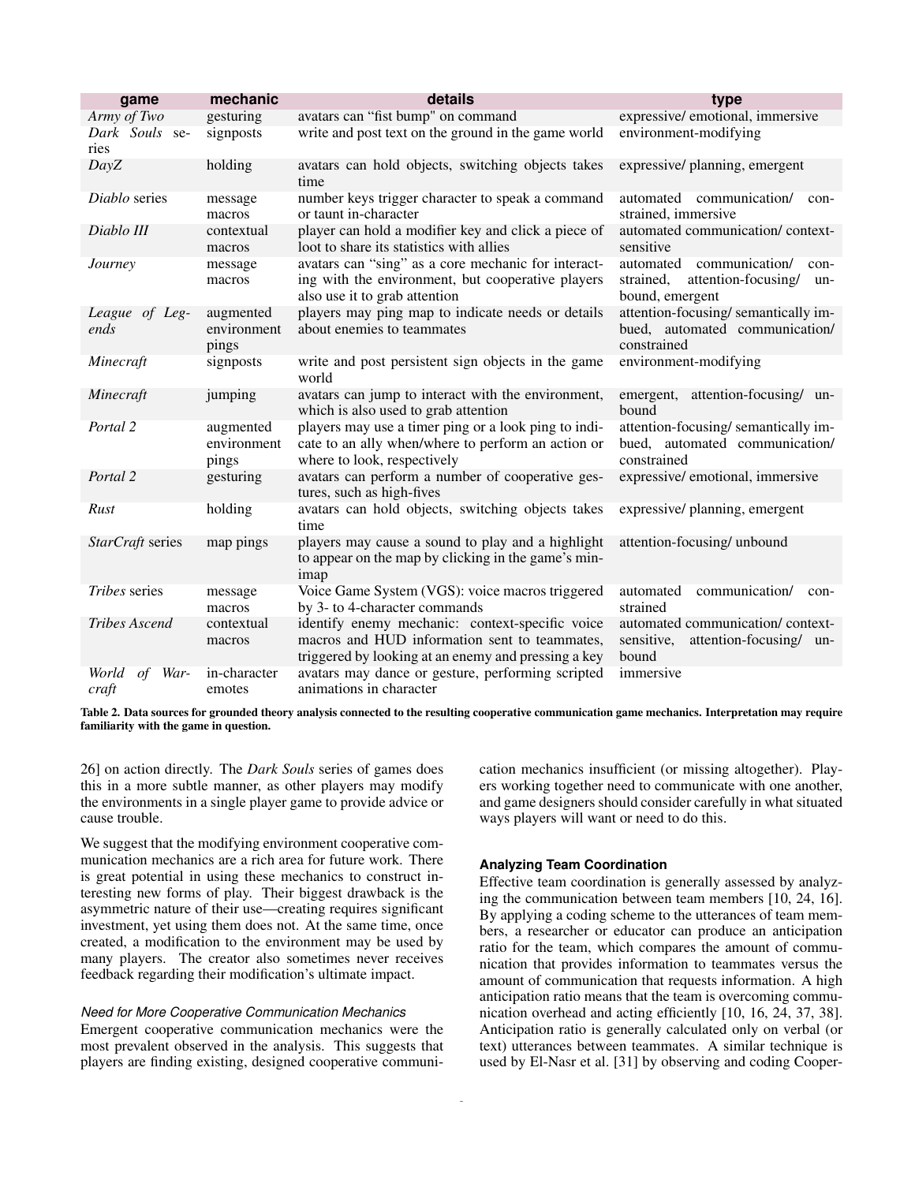| game | mechanic | details | type |
|---|---|---|---|
| *Army of Two* | gesturing | avatars can "fist bump" on command | expressive/ emotional, immersive |
| *Dark Souls* series | signposts | write and post text on the ground in the game world | environment-modifying |
| *DayZ* | holding | avatars can hold objects, switching objects takes time | expressive/ planning, emergent |
| *Diablo* series | message macros | number keys trigger character to speak a command or taunt in-character | automated communication/ constrained, immersive |
| *Diablo III* | contextual macros | player can hold a modifier key and click a piece of loot to share its statistics with allies | automated communication/ context-sensitive |
| *Journey* | message macros | avatars can "sing" as a core mechanic for interacting with the environment, but cooperative players also use it to grab attention | automated communication/ constrained, attention-focusing/ unbound, emergent |
| *League of Legends* | augmented environment pings | players may ping map to indicate needs or details about enemies to teammates | attention-focusing/ semantically imbued, automated communication/ constrained |
| *Minecraft* | signposts | write and post persistent sign objects in the game world | environment-modifying |
| *Minecraft* | jumping | avatars can jump to interact with the environment, which is also used to grab attention | emergent, attention-focusing/ unbound |
| *Portal 2* | augmented environment pings | players may use a timer ping or a look ping to indicate to an ally when/where to perform an action or where to look, respectively | attention-focusing/ semantically imbued, automated communication/ constrained |
| *Portal 2* | gesturing | avatars can perform a number of cooperative gestures, such as high-fives | expressive/ emotional, immersive |
| *Rust* | holding | avatars can hold objects, switching objects takes time | expressive/ planning, emergent |
| *StarCraft* series | map pings | players may cause a sound to play and a highlight to appear on the map by clicking in the game's minimap | attention-focusing/ unbound |
| *Tribes* series | message macros | Voice Game System (VGS): voice macros triggered by 3- to 4-character commands | automated communication/ constrained |
| *Tribes Ascend* | contextual macros | identify enemy mechanic: context-specific voice macros and HUD information sent to teammates, triggered by looking at an enemy and pressing a key | automated communication/ context-sensitive, attention-focusing/ unbound |
| *World of Warcraft* | in-character emotes | avatars may dance or gesture, performing scripted animations in character | immersive |

**Table 2. Data sources for grounded theory analysis connected to the resulting cooperative communication game mechanics. Interpretation may require familiarity with the game in question.**

26] on action directly. The *Dark Souls* series of games does this in a more subtle manner, as other players may modify the environments in a single player game to provide advice or cause trouble.

We suggest that the modifying environment cooperative communication mechanics are a rich area for future work. There is great potential in using these mechanics to construct interesting new forms of play. Their biggest drawback is the asymmetric nature of their use—creating requires significant investment, yet using them does not. At the same time, once created, a modification to the environment may be used by many players. The creator also sometimes never receives feedback regarding their modification's ultimate impact.

#### *Need for More Cooperative Communication Mechanics*

Emergent cooperative communication mechanics were the most prevalent observed in the analysis. This suggests that players are finding existing, designed cooperative communication mechanics insufficient (or missing altogether). Players working together need to communicate with one another, and game designers should consider carefully in what situated ways players will want or need to do this.

### Analyzing Team Coordination

Effective team coordination is generally assessed by analyzing the communication between team members [10, 24, 16]. By applying a coding scheme to the utterances of team members, a researcher or educator can produce an anticipation ratio for the team, which compares the amount of communication that provides information to teammates versus the amount of communication that requests information. A high anticipation ratio means that the team is overcoming communication overhead and acting efficiently [10, 16, 24, 37, 38]. Anticipation ratio is generally calculated only on verbal (or text) utterances between teammates. A similar technique is used by El-Nasr et al. [31] by observing and coding Cooper-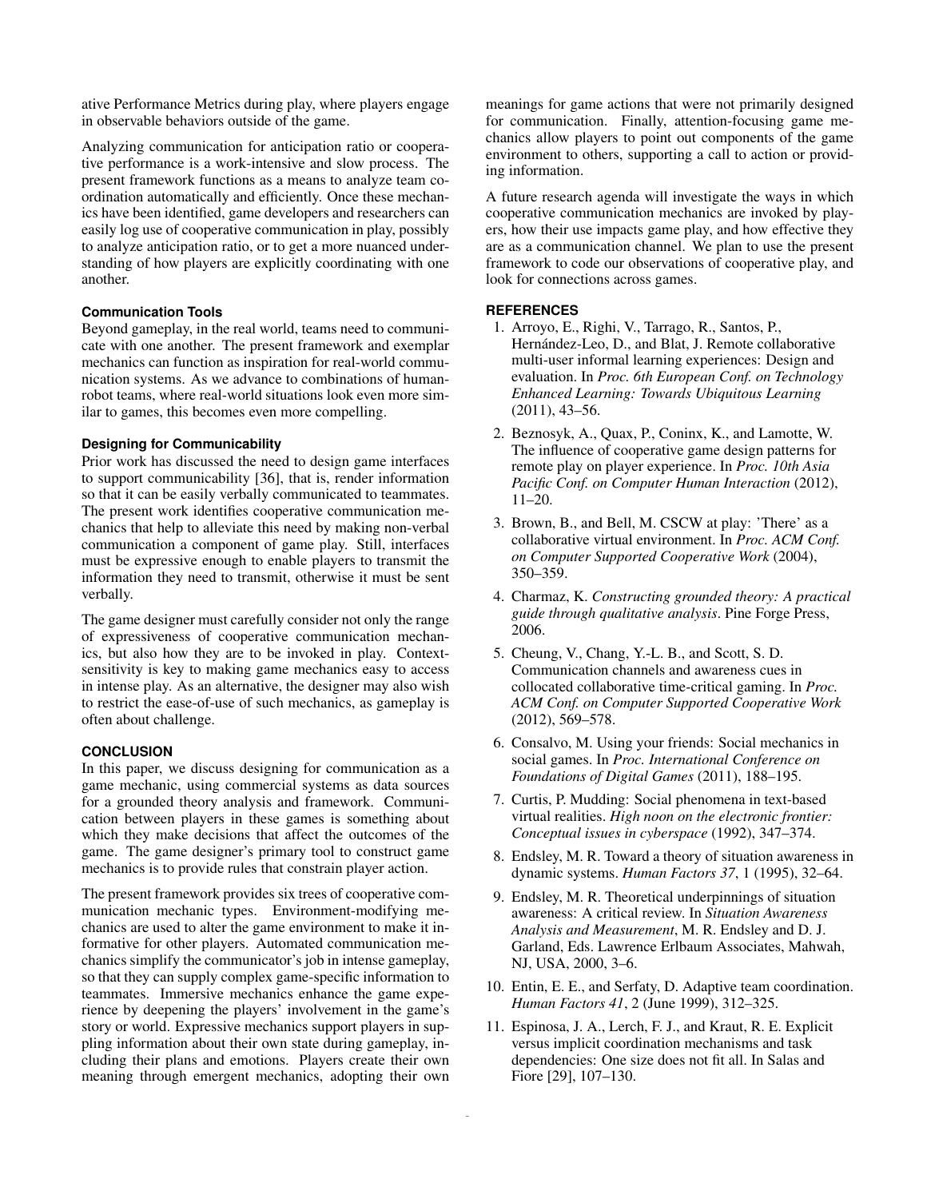ative Performance Metrics during play, where players engage in observable behaviors outside of the game.

Analyzing communication for anticipation ratio or cooperative performance is a work-intensive and slow process. The present framework functions as a means to analyze team coordination automatically and efficiently. Once these mechanics have been identified, game developers and researchers can easily log use of cooperative communication in play, possibly to analyze anticipation ratio, or to get a more nuanced understanding of how players are explicitly coordinating with one another.

### Communication Tools

Beyond gameplay, in the real world, teams need to communicate with one another. The present framework and exemplar mechanics can function as inspiration for real-world communication systems. As we advance to combinations of human-robot teams, where real-world situations look even more similar to games, this becomes even more compelling.

### Designing for Communicability

Prior work has discussed the need to design game interfaces to support communicability [36], that is, render information so that it can be easily verbally communicated to teammates. The present work identifies cooperative communication mechanics that help to alleviate this need by making non-verbal communication a component of game play. Still, interfaces must be expressive enough to enable players to transmit the information they need to transmit, otherwise it must be sent verbally.

The game designer must carefully consider not only the range of expressiveness of cooperative communication mechanics, but also how they are to be invoked in play. Context-sensitivity is key to making game mechanics easy to access in intense play. As an alternative, the designer may also wish to restrict the ease-of-use of such mechanics, as gameplay is often about challenge.

## CONCLUSION

In this paper, we discuss designing for communication as a game mechanic, using commercial systems as data sources for a grounded theory analysis and framework. Communication between players in these games is something about which they make decisions that affect the outcomes of the game. The game designer's primary tool to construct game mechanics is to provide rules that constrain player action.

The present framework provides six trees of cooperative communication mechanic types. Environment-modifying mechanics are used to alter the game environment to make it informative for other players. Automated communication mechanics simplify the communicator's job in intense gameplay, so that they can supply complex game-specific information to teammates. Immersive mechanics enhance the game experience by deepening the players' involvement in the game's story or world. Expressive mechanics support players in suppling information about their own state during gameplay, including their plans and emotions. Players create their own meaning through emergent mechanics, adopting their own meanings for game actions that were not primarily designed for communication. Finally, attention-focusing game mechanics allow players to point out components of the game environment to others, supporting a call to action or providing information.

A future research agenda will investigate the ways in which cooperative communication mechanics are invoked by players, how their use impacts game play, and how effective they are as a communication channel. We plan to use the present framework to code our observations of cooperative play, and look for connections across games.

## REFERENCES

1. Arroyo, E., Righi, V., Tarrago, R., Santos, P., Hernández-Leo, D., and Blat, J. Remote collaborative multi-user informal learning experiences: Design and evaluation. In *Proc. 6th European Conf. on Technology Enhanced Learning: Towards Ubiquitous Learning* (2011), 43–56.
2. Beznosyk, A., Quax, P., Coninx, K., and Lamotte, W. The influence of cooperative game design patterns for remote play on player experience. In *Proc. 10th Asia Pacific Conf. on Computer Human Interaction* (2012), 11–20.
3. Brown, B., and Bell, M. CSCW at play: 'There' as a collaborative virtual environment. In *Proc. ACM Conf. on Computer Supported Cooperative Work* (2004), 350–359.
4. Charmaz, K. *Constructing grounded theory: A practical guide through qualitative analysis*. Pine Forge Press, 2006.
5. Cheung, V., Chang, Y.-L. B., and Scott, S. D. Communication channels and awareness cues in collocated collaborative time-critical gaming. In *Proc. ACM Conf. on Computer Supported Cooperative Work* (2012), 569–578.
6. Consalvo, M. Using your friends: Social mechanics in social games. In *Proc. International Conference on Foundations of Digital Games* (2011), 188–195.
7. Curtis, P. Mudding: Social phenomena in text-based virtual realities. *High noon on the electronic frontier: Conceptual issues in cyberspace* (1992), 347–374.
8. Endsley, M. R. Toward a theory of situation awareness in dynamic systems. *Human Factors 37*, 1 (1995), 32–64.
9. Endsley, M. R. Theoretical underpinnings of situation awareness: A critical review. In *Situation Awareness Analysis and Measurement*, M. R. Endsley and D. J. Garland, Eds. Lawrence Erlbaum Associates, Mahwah, NJ, USA, 2000, 3–6.
10. Entin, E. E., and Serfaty, D. Adaptive team coordination. *Human Factors 41*, 2 (June 1999), 312–325.
11. Espinosa, J. A., Lerch, F. J., and Kraut, R. E. Explicit versus implicit coordination mechanisms and task dependencies: One size does not fit all. In Salas and Fiore [29], 107–130.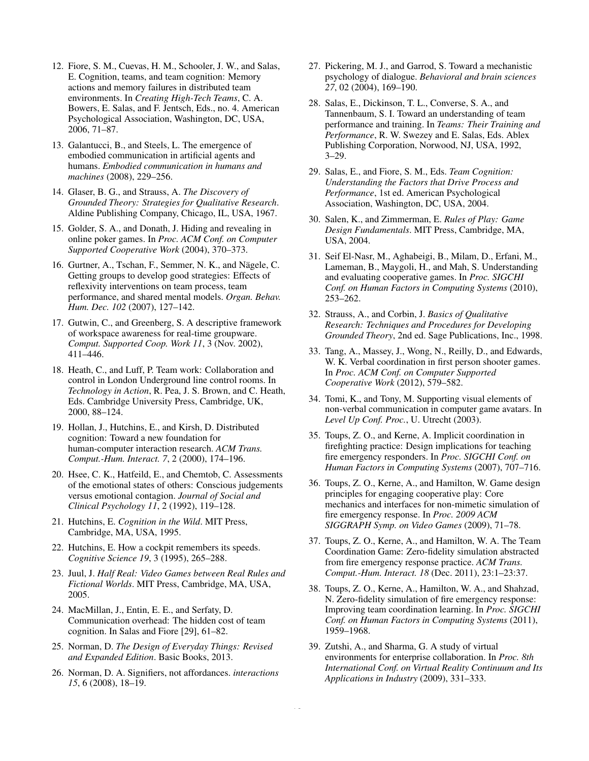12. Fiore, S. M., Cuevas, H. M., Schooler, J. W., and Salas, E. Cognition, teams, and team cognition: Memory actions and memory failures in distributed team environments. In *Creating High-Tech Teams*, C. A. Bowers, E. Salas, and F. Jentsch, Eds., no. 4. American Psychological Association, Washington, DC, USA, 2006, 71–87.

13. Galantucci, B., and Steels, L. The emergence of embodied communication in artificial agents and humans. *Embodied communication in humans and machines* (2008), 229–256.

14. Glaser, B. G., and Strauss, A. *The Discovery of Grounded Theory: Strategies for Qualitative Research*. Aldine Publishing Company, Chicago, IL, USA, 1967.

15. Golder, S. A., and Donath, J. Hiding and revealing in online poker games. In *Proc. ACM Conf. on Computer Supported Cooperative Work* (2004), 370–373.

16. Gurtner, A., Tschan, F., Semmer, N. K., and Nägele, C. Getting groups to develop good strategies: Effects of reflexivity interventions on team process, team performance, and shared mental models. *Organ. Behav. Hum. Dec. 102* (2007), 127–142.

17. Gutwin, C., and Greenberg, S. A descriptive framework of workspace awareness for real-time groupware. *Comput. Supported Coop. Work 11*, 3 (Nov. 2002), 411–446.

18. Heath, C., and Luff, P. Team work: Collaboration and control in London Underground line control rooms. In *Technology in Action*, R. Pea, J. S. Brown, and C. Heath, Eds. Cambridge University Press, Cambridge, UK, 2000, 88–124.

19. Hollan, J., Hutchins, E., and Kirsh, D. Distributed cognition: Toward a new foundation for human-computer interaction research. *ACM Trans. Comput.-Hum. Interact. 7*, 2 (2000), 174–196.

20. Hsee, C. K., Hatfeild, E., and Chemtob, C. Assessments of the emotional states of others: Conscious judgements versus emotional contagion. *Journal of Social and Clinical Psychology 11*, 2 (1992), 119–128.

21. Hutchins, E. *Cognition in the Wild*. MIT Press, Cambridge, MA, USA, 1995.

22. Hutchins, E. How a cockpit remembers its speeds. *Cognitive Science 19*, 3 (1995), 265–288.

23. Juul, J. *Half Real: Video Games between Real Rules and Fictional Worlds*. MIT Press, Cambridge, MA, USA, 2005.

24. MacMillan, J., Entin, E. E., and Serfaty, D. Communication overhead: The hidden cost of team cognition. In Salas and Fiore [29], 61–82.

25. Norman, D. *The Design of Everyday Things: Revised and Expanded Edition*. Basic Books, 2013.

26. Norman, D. A. Signifiers, not affordances. *interactions 15*, 6 (2008), 18–19.

27. Pickering, M. J., and Garrod, S. Toward a mechanistic psychology of dialogue. *Behavioral and brain sciences 27*, 02 (2004), 169–190.

28. Salas, E., Dickinson, T. L., Converse, S. A., and Tannenbaum, S. I. Toward an understanding of team performance and training. In *Teams: Their Training and Performance*, R. W. Swezey and E. Salas, Eds. Ablex Publishing Corporation, Norwood, NJ, USA, 1992, 3–29.

29. Salas, E., and Fiore, S. M., Eds. *Team Cognition: Understanding the Factors that Drive Process and Performance*, 1st ed. American Psychological Association, Washington, DC, USA, 2004.

30. Salen, K., and Zimmerman, E. *Rules of Play: Game Design Fundamentals*. MIT Press, Cambridge, MA, USA, 2004.

31. Seif El-Nasr, M., Aghabeigi, B., Milam, D., Erfani, M., Lameman, B., Maygoli, H., and Mah, S. Understanding and evaluating cooperative games. In *Proc. SIGCHI Conf. on Human Factors in Computing Systems* (2010), 253–262.

32. Strauss, A., and Corbin, J. *Basics of Qualitative Research: Techniques and Procedures for Developing Grounded Theory*, 2nd ed. Sage Publications, Inc., 1998.

33. Tang, A., Massey, J., Wong, N., Reilly, D., and Edwards, W. K. Verbal coordination in first person shooter games. In *Proc. ACM Conf. on Computer Supported Cooperative Work* (2012), 579–582.

34. Tomi, K., and Tony, M. Supporting visual elements of non-verbal communication in computer game avatars. In *Level Up Conf. Proc.*, U. Utrecht (2003).

35. Toups, Z. O., and Kerne, A. Implicit coordination in firefighting practice: Design implications for teaching fire emergency responders. In *Proc. SIGCHI Conf. on Human Factors in Computing Systems* (2007), 707–716.

36. Toups, Z. O., Kerne, A., and Hamilton, W. Game design principles for engaging cooperative play: Core mechanics and interfaces for non-mimetic simulation of fire emergency response. In *Proc. 2009 ACM SIGGRAPH Symp. on Video Games* (2009), 71–78.

37. Toups, Z. O., Kerne, A., and Hamilton, W. A. The Team Coordination Game: Zero-fidelity simulation abstracted from fire emergency response practice. *ACM Trans. Comput.-Hum. Interact. 18* (Dec. 2011), 23:1–23:37.

38. Toups, Z. O., Kerne, A., Hamilton, W. A., and Shahzad, N. Zero-fidelity simulation of fire emergency response: Improving team coordination learning. In *Proc. SIGCHI Conf. on Human Factors in Computing Systems* (2011), 1959–1968.

39. Zutshi, A., and Sharma, G. A study of virtual environments for enterprise collaboration. In *Proc. 8th International Conf. on Virtual Reality Continuum and Its Applications in Industry* (2009), 331–333.